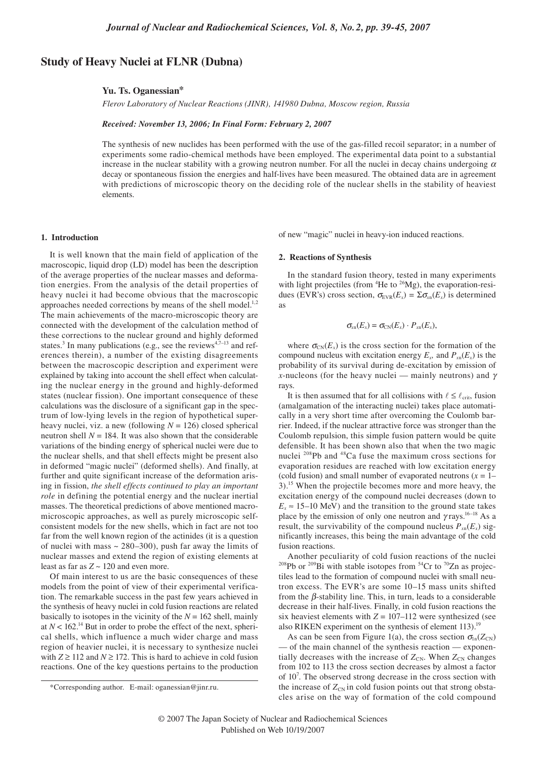# Study of Heavy Nuclei at FLNR (Dubna)

**Yu. Ts. Oganessian***

*Flerov Laboratory of Nuclear Reactions (JINR), 141980 Dubna, Moscow region, Russia*

***Received: November 13, 2006; In Final Form: February 2, 2007***

The synthesis of new nuclides has been performed with the use of the gas-filled recoil separator; in a number of experiments some radio-chemical methods have been employed. The experimental data point to a substantial increase in the nuclear stability with a growing neutron number. For all the nuclei in decay chains undergoing $\alpha$ decay or spontaneous fission the energies and half-lives have been measured. The obtained data are in agreement with predictions of microscopic theory on the deciding role of the nuclear shells in the stability of heaviest elements.

## 1. Introduction

It is well known that the main field of application of the macroscopic, liquid drop (LD) model has been the description of the average properties of the nuclear masses and deformation energies. From the analysis of the detail properties of heavy nuclei it had become obvious that the macroscopic approaches needed corrections by means of the shell model.[1,2] The main achievements of the macro-microscopic theory are connected with the development of the calculation method of these corrections to the nuclear ground and highly deformed states.[3] In many publications (e.g., see the reviews[4,7–13] and references therein), a number of the existing disagreements between the macroscopic description and experiment were explained by taking into account the shell effect when calculating the nuclear energy in the ground and highly-deformed states (nuclear fission). One important consequence of these calculations was the disclosure of a significant gap in the spectrum of low-lying levels in the region of hypothetical superheavy nuclei, viz. a new (following $N = 126$) closed spherical neutron shell $N = 184$. It was also shown that the considerable variations of the binding energy of spherical nuclei were due to the nuclear shells, and that shell effects might be present also in deformed "magic nuclei" (deformed shells). And finally, at further and quite significant increase of the deformation arising in fission, *the shell effects continued to play an important role* in defining the potential energy and the nuclear inertial masses. The theoretical predictions of above mentioned macro-microscopic approaches, as well as purely microscopic self-consistent models for the new shells, which in fact are not too far from the well known region of the actinides (it is a question of nuclei with mass ~ 280–300), push far away the limits of nuclear masses and extend the region of existing elements at least as far as $Z$ ~ 120 and even more.

Of main interest to us are the basic consequences of these models from the point of view of their experimental verification. The remarkable success in the past few years achieved in the synthesis of heavy nuclei in cold fusion reactions are related basically to isotopes in the vicinity of the $N = 162$ shell, mainly at $N < 162$.[14] But in order to probe the effect of the next, spherical shells, which influence a much wider charge and mass region of heavier nuclei, it is necessary to synthesize nuclei with $Z \geq 112$ and $N \geq 172$. This is hard to achieve in cold fusion reactions. One of the key questions pertains to the production of new "magic" nuclei in heavy-ion induced reactions.

## 2. Reactions of Synthesis

In the standard fusion theory, tested in many experiments with light projectiles (from $^{4}He$ to $^{26}Mg$), the evaporation-residues (EVR's) cross section, $\sigma_{EVR}(E_x) = \Sigma\sigma_{xn}(E_x)$ is determined as

$$\sigma_{xn}(E_x) = \sigma_{CN}(E_x) \cdot P_{xn}(E_x),$$

where $\sigma_{CN}(E_x)$ is the cross section for the formation of the compound nucleus with excitation energy $E_x$, and $P_{xn}(E_x)$ is the probability of its survival during de-excitation by emission of $x$-nucleons (for the heavy nuclei — mainly neutrons) and $\gamma$ rays.

It is then assumed that for all collisions with $\ell \leq \ell_{crit}$, fusion (amalgamation of the interacting nuclei) takes place automatically in a very short time after overcoming the Coulomb barrier. Indeed, if the nuclear attractive force was stronger than the Coulomb repulsion, this simple fusion pattern would be quite defensible. It has been shown also that when the two magic nuclei $^{208}Pb$ and $^{48}Ca$ fuse the maximum cross sections for evaporation residues are reached with low excitation energy (cold fusion) and small number of evaporated neutrons ($x$ = 1–3).[15] When the projectile becomes more and more heavy, the excitation energy of the compound nuclei decreases (down to $E_x \approx$ 15–10 MeV) and the transition to the ground state takes place by the emission of only one neutron and $\gamma$ rays.[16–18] As a result, the survivability of the compound nucleus $P_{xn}(E_x)$ significantly increases, this being the main advantage of the cold fusion reactions.

Another peculiarity of cold fusion reactions of the nuclei $^{208}Pb$ or $^{209}Bi$ with stable isotopes from $^{54}Cr$ to $^{70}Zn$ as projectiles lead to the formation of compound nuclei with small neutron excess. The EVR's are some 10–15 mass units shifted from the $\beta$-stability line. This, in turn, leads to a considerable decrease in their half-lives. Finally, in cold fusion reactions the six heaviest elements with $Z$ = 107–112 were synthesized (see also RIKEN experiment on the synthesis of element 113).[19]

As can be seen from Figure 1(a), the cross section $\sigma_{1n}(Z_{CN})$ — of the main channel of the synthesis reaction — exponentially decreases with the increase of $Z_{CN}$. When $Z_{CN}$ changes from 102 to 113 the cross section decreases by almost a factor of $10^7$. The observed strong decrease in the cross section with the increase of $Z_{CN}$ in cold fusion points out that strong obstacles arise on the way of formation of the cold compound

*Corresponding author. E-mail: oganessian@jinr.ru.

© 2007 The Japan Society of Nuclear and Radiochemical Sciences
Published on Web 10/19/2007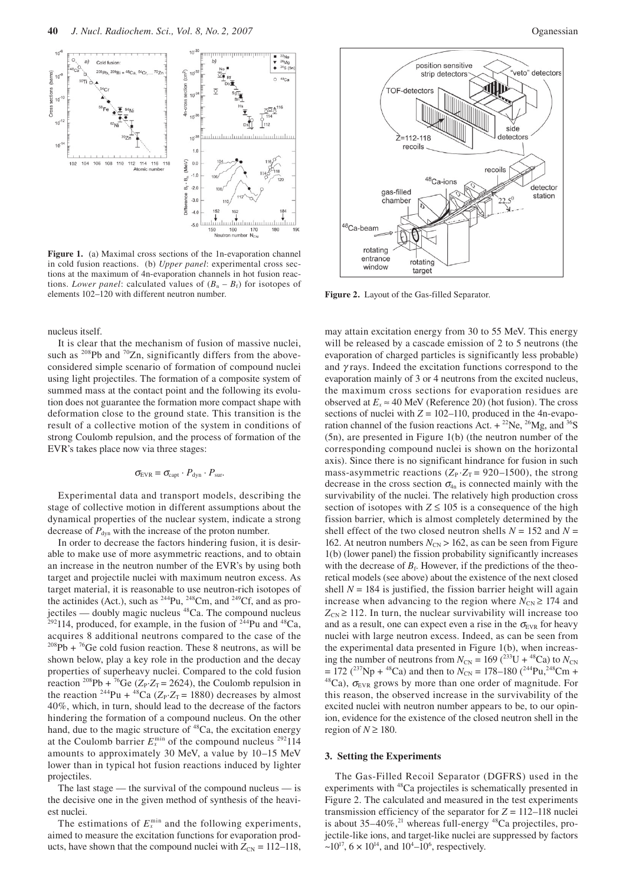Figure 1 (a): Cold fusion: $^{208}$Pb, $^{209}$Bi + $^{48}$Ca, $^{54}$Cr,... $^{70}$Zn
Cross sections (barns)
$10^{-6}$
$10^{-8}$
$10^{-10}$
$10^{-12}$
$10^{-14}$
$^{48}$Ca, $^{50}$Ti, $^{54}$Cr, $^{58}$Fe, $^{64}$Ni, $^{62}$Ni, $^{70}$Zn
102 104 106 108 110 112 114 116 118
Atomic number

Figure 1 (b):
4n-cross section (cm²)
$10^{-30}$
$10^{-32}$
$10^{-34}$
$10^{-36}$
$10^{-38}$
$^{22}$Ne, $^{26}$Mg, $^{36}$S (5n), $^{48}$Ca
No, Rf, Db, Sg, Bh, Hs, Ds, 112, 114, 116
Difference $B_n - B_f$ (MeV)
1.0, 0.0, -1.0, -2.0, -3.0, -4.0, -5.0
104, 106, 108, 110, 112, 114, 116, 118, 120
152, 162, 184
150 160 170 180 190
Neutron number $N_{CN}$

**Figure 1.** (a) Maximal cross sections of the 1n-evaporation channel in cold fusion reactions. (b) *Upper panel*: experimental cross sections at the maximum of 4n-evaporation channels in hot fusion reactions. *Lower panel*: calculated values of ($B_n - B_f$) for isotopes of elements 102–120 with different neutron number.

nucleus itself.

It is clear that the mechanism of fusion of massive nuclei, such as $^{208}$Pb and $^{70}$Zn, significantly differs from the above-considered simple scenario of formation of compound nuclei using light projectiles. The formation of a composite system of summed mass at the contact point and the following its evolution does not guarantee the formation more compact shape with deformation close to the ground state. This transition is the result of a collective motion of the system in conditions of strong Coulomb repulsion, and the process of formation of the EVR's takes place now via three stages:

$$\sigma_{EVR} = \sigma_{capt} \cdot P_{dyn} \cdot P_{sur}.$$

Experimental data and transport models, describing the stage of collective motion in different assumptions about the dynamical properties of the nuclear system, indicate a strong decrease of $P_{dyn}$ with the increase of the proton number.

In order to decrease the factors hindering fusion, it is desirable to make use of more asymmetric reactions, and to obtain an increase in the neutron number of the EVR's by using both target and projectile nuclei with maximum neutron excess. As target material, it is reasonable to use neutron-rich isotopes of the actinides (Act.), such as $^{244}$Pu, $^{248}$Cm, and $^{249}$Cf, and as projectiles — doubly magic nucleus $^{48}$Ca. The compound nucleus $^{292}$114, produced, for example, in the fusion of $^{244}$Pu and $^{48}$Ca, acquires 8 additional neutrons compared to the case of the $^{208}$Pb + $^{76}$Ge cold fusion reaction. These 8 neutrons, as will be shown below, play a key role in the production and the decay properties of superheavy nuclei. Compared to the cold fusion reaction $^{208}$Pb + $^{76}$Ge ($Z_P \cdot Z_T$ = 2624), the Coulomb repulsion in the reaction $^{244}$Pu + $^{48}$Ca ($Z_P \cdot Z_T$ = 1880) decreases by almost 40%, which, in turn, should lead to the decrease of the factors hindering the formation of a compound nucleus. On the other hand, due to the magic structure of $^{48}$Ca, the excitation energy at the Coulomb barrier $E_x^{min}$ of the compound nucleus $^{292}$114 amounts to approximately 30 MeV, a value by 10–15 MeV lower than in typical hot fusion reactions induced by lighter projectiles.

The last stage — the survival of the compound nucleus — is the decisive one in the given method of synthesis of the heaviest nuclei.

The estimations of $E_x^{min}$ and the following experiments, aimed to measure the excitation functions for evaporation products, have shown that the compound nuclei with $Z_{CN}$ = 112–118, may attain excitation energy from 30 to 55 MeV. This energy will be released by a cascade emission of 2 to 5 neutrons (the evaporation of charged particles is significantly less probable) and $\gamma$ rays. Indeed the excitation functions correspond to the evaporation mainly of 3 or 4 neutrons from the excited nucleus, the maximum cross sections for evaporation residues are observed at $E_x \approx$ 40 MeV (Reference 20) (hot fusion). The cross sections of nuclei with $Z$ = 102–110, produced in the 4n-evaporation channel of the fusion reactions Act. + $^{22}$Ne, $^{26}$Mg, and $^{36}$S (5n), are presented in Figure 1(b) (the neutron number of the corresponding compound nuclei is shown on the horizontal axis). Since there is no significant hindrance for fusion in such mass-asymmetric reactions ($Z_P \cdot Z_T$ = 920–1500), the strong decrease in the cross section $\sigma_{4n}$ is connected mainly with the survivability of the nuclei. The relatively high production cross section of isotopes with $Z \leq 105$ is a consequence of the high fission barrier, which is almost completely determined by the shell effect of the two closed neutron shells $N$ = 152 and $N$ = 162. At neutron numbers $N_{CN} > 162$, as can be seen from Figure 1(b) (lower panel) the fission probability significantly increases with the decrease of $B_f$. However, if the predictions of the theoretical models (see above) about the existence of the next closed shell $N$ = 184 is justified, the fission barrier height will again increase when advancing to the region where $N_{CN} \geq 174$ and $Z_{CN} \geq 112$. In turn, the nuclear survivability will increase too and as a result, one can expect even a rise in the $\sigma_{EVR}$ for heavy nuclei with large neutron excess. Indeed, as can be seen from the experimental data presented in Figure 1(b), when increasing the number of neutrons from $N_{CN}$ = 169 ($^{233}$U + $^{48}$Ca) to $N_{CN}$ = 172 ($^{237}$Np + $^{48}$Ca) and then to $N_{CN}$ = 178–180 ($^{244}$Pu, $^{248}$Cm + $^{48}$Ca), $\sigma_{EVR}$ grows by more than one order of magnitude. For this reason, the observed increase in the survivability of the excited nuclei with neutron number appears to be, to our opinion, evidence for the existence of the closed neutron shell in the region of $N \geq 180$.

position sensitive strip detectors
"veto" detectors
TOF-detectors
side detectors
Z=112-118 recoils
recoils
$^{48}$Ca-ions
gas-filled chamber
detector station
22.5$^0$
$^{48}$Ca-beam
rotating entrance window
rotating target

**Figure 2.** Layout of the Gas-filled Separator.

## 3. Setting the Experiments

The Gas-Filled Recoil Separator (DGFRS) used in the experiments with $^{48}$Ca projectiles is schematically presented in Figure 2. The calculated and measured in the test experiments transmission efficiency of the separator for $Z$ = 112–118 nuclei is about 35–40%,[21] whereas full-energy $^{48}$Ca projectiles, projectile-like ions, and target-like nuclei are suppressed by factors ~$10^{17}$, 6 × $10^{14}$, and $10^4$–$10^6$, respectively.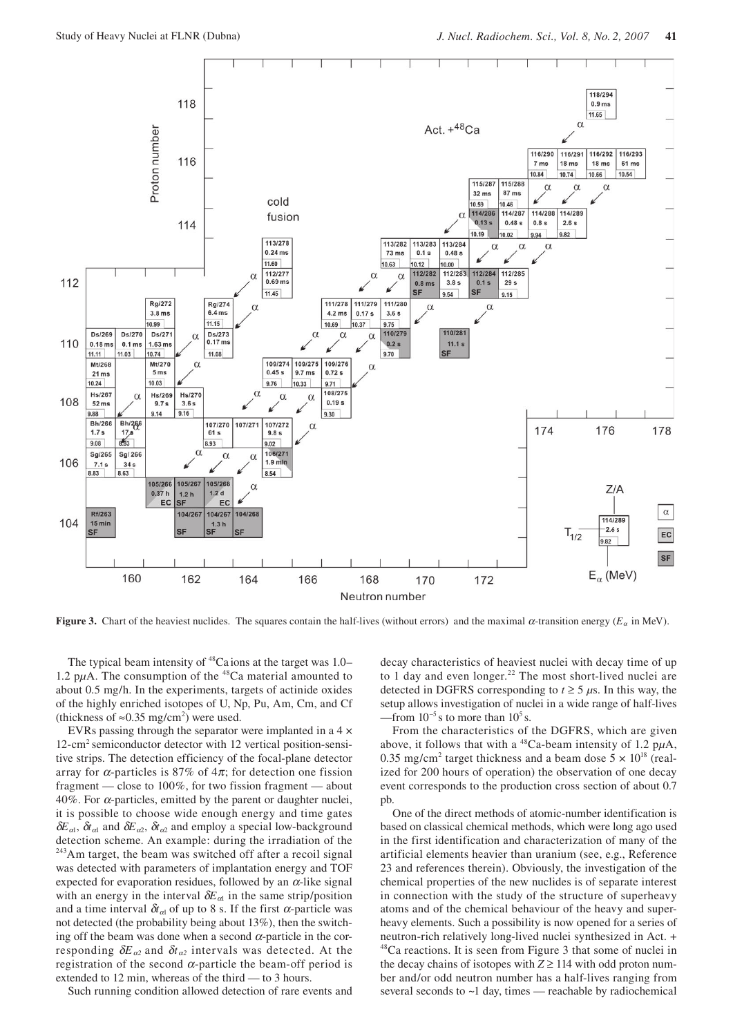Proton number

118

116

114

112

110

108

106

104

Act. +$^{48}$Ca

cold fusion

118/294 0.9 ms 11.65

116/290 7 ms 10.84
116/291 18 ms 10.74
116/292 18 ms 10.66
116/293 61 ms 10.54

115/287 32 ms 10.59
115/288 87 ms 10.46

114/286 0.13 s 10.19
114/287 0.48 s 10.02
114/288 0.8 s 9.94
114/289 2.6 s 9.82

113/278 0.24 ms 11.60
112/277 0.69 ms 11.45

113/282 73 ms 10.63
113/283 0.1 s 10.12
113/284 0.48 s 10.00

112/282 0.6 ms SF
112/283 3.8 s 9.54
112/284 0.1 s SF
112/285 29 s 9.15

Rg/272 3.8 ms 10.99
Rg/274 6.4 ms 11.15

111/278 4.2 ms 10.69
111/279 0.17 s 10.37
111/280 3.6 s 9.75

Ds/269 0.18 ms 11.11
Ds/270 0.1 ms 11.03
Ds/271 1.63 ms 10.74
Ds/273 0.17 ms 11.08
110/279 0.2 s 9.70
110/281 11.1 s SF

Mt/268 21 ms 10.24
Mt/270 5 ms 10.03
109/274 0.45 s 9.76
109/275 9.7 ms 10.33
109/276 0.72 s 9.71

Hs/267 52 ms 9.88
Hs/269 9.7 s 9.14
Hs/270 3.6 s 9.16
108/275 0.19 s 9.30

Bh/266 1.7 s 9.08
Bh/266 17 s 8.83
107/270 61 s 8.93
107/271
107/272 9.8 s 9.02

Sg/265 7.1 s 8.83
Sg/ 266 34 s 8.63
106/271 1.9 min 8.54

105/266 0.37 h EC
105/267 1.2 h SF
105/268 1.2 d EC

Rf/263 15 min SF
104/267 SF
104/267 1.3 h SF
104/268 SF

160 162 164 166 168 170 172 174 176 178

Neutron number

Z/A

114/289 2.6 s 9.82

$T_{1/2}$

$E_\alpha$ (MeV)

α

EC

SF

**Figure 3.** Chart of the heaviest nuclides. The squares contain the half-lives (without errors) and the maximal $\alpha$-transition energy ($E_\alpha$ in MeV).

The typical beam intensity of $^{48}$Ca ions at the target was 1.0–1.2 p$\mu$A. The consumption of the $^{48}$Ca material amounted to about 0.5 mg/h. In the experiments, targets of actinide oxides of the highly enriched isotopes of U, Np, Pu, Am, Cm, and Cf (thickness of ≈0.35 mg/cm$^2$) were used.

EVRs passing through the separator were implanted in a 4 × 12-cm$^2$ semiconductor detector with 12 vertical position-sensitive strips. The detection efficiency of the focal-plane detector array for $\alpha$-particles is 87% of $4\pi$; for detection one fission fragment — close to 100%, for two fission fragment — about 40%. For $\alpha$-particles, emitted by the parent or daughter nuclei, it is possible to choose wide enough energy and time gates $\delta E_{\alpha 1}$, $\delta t_{\alpha 1}$ and $\delta E_{\alpha 2}$, $\delta t_{\alpha 2}$ and employ a special low-background detection scheme. An example: during the irradiation of the $^{243}$Am target, the beam was switched off after a recoil signal was detected with parameters of implantation energy and TOF expected for evaporation residues, followed by an $\alpha$-like signal with an energy in the interval $\delta E_{\alpha 1}$ in the same strip/position and a time interval $\delta t_{\alpha 1}$ of up to 8 s. If the first $\alpha$-particle was not detected (the probability being about 13%), then the switching off the beam was done when a second $\alpha$-particle in the corresponding $\delta E_{\alpha 2}$ and $\delta t_{\alpha 2}$ intervals was detected. At the registration of the second $\alpha$-particle the beam-off period is extended to 12 min, whereas of the third — to 3 hours.

Such running condition allowed detection of rare events and decay characteristics of heaviest nuclei with decay time of up to 1 day and even longer.[22] The most short-lived nuclei are detected in DGFRS corresponding to $t \geq 5$ $\mu$s. In this way, the setup allows investigation of nuclei in a wide range of half-lives —from $10^{-5}$ s to more than $10^5$ s.

From the characteristics of the DGFRS, which are given above, it follows that with a $^{48}$Ca-beam intensity of 1.2 p$\mu$A, 0.35 mg/cm$^2$ target thickness and a beam dose $5 \times 10^{18}$ (realized for 200 hours of operation) the observation of one decay event corresponds to the production cross section of about 0.7 pb.

One of the direct methods of atomic-number identification is based on classical chemical methods, which were long ago used in the first identification and characterization of many of the artificial elements heavier than uranium (see, e.g., Reference 23 and references therein). Obviously, the investigation of the chemical properties of the new nuclides is of separate interest in connection with the study of the structure of superheavy atoms and of the chemical behaviour of the heavy and superheavy elements. Such a possibility is now opened for a series of neutron-rich relatively long-lived nuclei synthesized in Act. + $^{48}$Ca reactions. It is seen from Figure 3 that some of nuclei in the decay chains of isotopes with $Z \geq 114$ with odd proton number and/or odd neutron number has a half-lives ranging from several seconds to ~1 day, times — reachable by radiochemical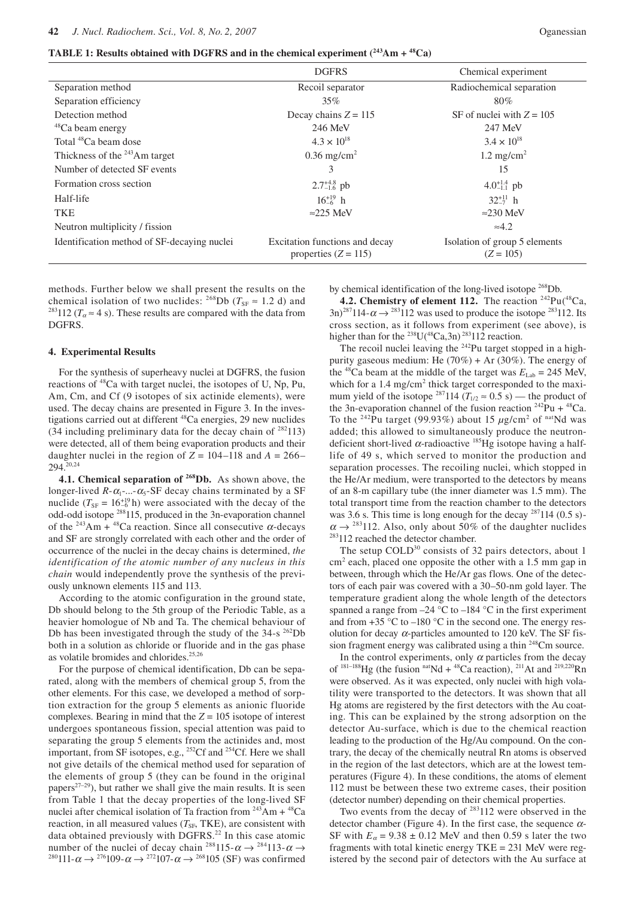**TABLE 1: Results obtained with DGFRS and in the chemical experiment ($^{243}Am + ^{48}Ca$)**

| | DGFRS | Chemical experiment |
|---|---|---|
| Separation method | Recoil separator | Radiochemical separation |
| Separation efficiency | 35% | 80% |
| Detection method | Decay chains $Z = 115$ | SF of nuclei with $Z = 105$ |
| $^{48}Ca$ beam energy | 246 MeV | 247 MeV |
| Total $^{48}Ca$ beam dose | $4.3 \times 10^{18}$ | $3.4 \times 10^{18}$ |
| Thickness of the $^{243}Am$ target | 0.36 mg/cm$^2$ | 1.2 mg/cm$^2$ |
| Number of detected SF events | 3 | 15 |
| Formation cross section | $2.7^{+4.8}_{-1.6}$ pb | $4.0^{+1.4}_{-1.1}$ pb |
| Half-life | $16^{+19}_{-6}$ h | $32^{+11}_{-7}$ h |
| TKE | ≈225 MeV | ≈230 MeV |
| Neutron multiplicity / fission | | ≈4.2 |
| Identification method of SF-decaying nuclei | Excitation functions and decay properties ($Z = 115$) | Isolation of group 5 elements ($Z = 105$) |

methods. Further below we shall present the results on the chemical isolation of two nuclides: $^{268}$Db ($T_{SF} \approx 1.2$ d) and $^{283}$112 ($T_\alpha \approx 4$ s). These results are compared with the data from DGFRS.

## 4. Experimental Results

For the synthesis of superheavy nuclei at DGFRS, the fusion reactions of $^{48}$Ca with target nuclei, the isotopes of U, Np, Pu, Am, Cm, and Cf (9 isotopes of six actinide elements), were used. The decay chains are presented in Figure 3. In the investigations carried out at different $^{48}$Ca energies, 29 new nuclides (34 including preliminary data for the decay chain of $^{282}$113) were detected, all of them being evaporation products and their daughter nuclei in the region of $Z = 104$–118 and $A = 266$–294.[20,24]

**4.1. Chemical separation of $^{268}$Db.** As shown above, the longer-lived $R$-$\alpha_1$-...-$\alpha_5$-SF decay chains terminated by a SF nuclide ($T_{SF} = 16^{+19}_{-6}$ h) were associated with the decay of the odd-odd isotope $^{288}$115, produced in the 3n-evaporation channel of the $^{243}$Am + $^{48}$Ca reaction. Since all consecutive $\alpha$-decays and SF are strongly correlated with each other and the order of occurrence of the nuclei in the decay chains is determined, *the identification of the atomic number of any nucleus in this chain* would independently prove the synthesis of the previously unknown elements 115 and 113.

According to the atomic configuration in the ground state, Db should belong to the 5th group of the Periodic Table, as a heavier homologue of Nb and Ta. The chemical behaviour of Db has been investigated through the study of the 34-s $^{262}$Db both in a solution as chloride or fluoride and in the gas phase as volatile bromides and chlorides.[25,26]

For the purpose of chemical identification, Db can be separated, along with the members of chemical group 5, from the other elements. For this case, we developed a method of sorption extraction for the group 5 elements as anionic fluoride complexes. Bearing in mind that the $Z = 105$ isotope of interest undergoes spontaneous fission, special attention was paid to separating the group 5 elements from the actinides and, most important, from SF isotopes, e.g., $^{252}$Cf and $^{254}$Cf. Here we shall not give details of the chemical method used for separation of the elements of group 5 (they can be found in the original papers[27–29]), but rather we shall give the main results. It is seen from Table 1 that the decay properties of the long-lived SF nuclei after chemical isolation of Ta fraction from $^{243}$Am + $^{48}$Ca reaction, in all measured values ($T_{SF}$, TKE), are consistent with data obtained previously with DGFRS.[22] In this case atomic number of the nuclei of decay chain $^{288}115\text{-}\alpha \rightarrow {}^{284}113\text{-}\alpha \rightarrow {}^{280}111\text{-}\alpha \rightarrow {}^{276}109\text{-}\alpha \rightarrow {}^{272}107\text{-}\alpha \rightarrow {}^{268}105$ (SF) was confirmed by chemical identification of the long-lived isotope $^{268}$Db.

**4.2. Chemistry of element 112.** The reaction $^{242}$Pu($^{48}$Ca, 3n)$^{287}$114-$\alpha \rightarrow$ $^{283}$112 was used to produce the isotope $^{283}$112. Its cross section, as it follows from experiment (see above), is higher than for the $^{238}$U($^{48}$Ca,3n)$^{283}$112 reaction.

The recoil nuclei leaving the $^{242}$Pu target stopped in a high-purity gaseous medium: He (70%) + Ar (30%). The energy of the $^{48}$Ca beam at the middle of the target was $E_{Lab} = 245$ MeV, which for a 1.4 mg/cm$^2$ thick target corresponded to the maximum yield of the isotope $^{287}$114 ($T_{1/2} \approx 0.5$ s) — the product of the 3n-evaporation channel of the fusion reaction $^{242}$Pu + $^{48}$Ca. To the $^{242}$Pu target (99.93%) about 15 $\mu$g/cm$^2$ of $^{nat}$Nd was added; this allowed to simultaneously produce the neutron-deficient short-lived $\alpha$-radioactive $^{185}$Hg isotope having a half-life of 49 s, which served to monitor the production and separation processes. The recoiling nuclei, which stopped in the He/Ar medium, were transported to the detectors by means of an 8-m capillary tube (the inner diameter was 1.5 mm). The total transport time from the reaction chamber to the detectors was 3.6 s. This time is long enough for the decay $^{287}$114 (0.5 s)-$\alpha \rightarrow$ $^{283}$112. Also, only about 50% of the daughter nuclides $^{283}$112 reached the detector chamber.

The setup COLD[30] consists of 32 pairs detectors, about 1 cm$^2$ each, placed one opposite the other with a 1.5 mm gap in between, through which the He/Ar gas flows. One of the detectors of each pair was covered with a 30–50-nm gold layer. The temperature gradient along the whole length of the detectors spanned a range from –24 °C to –184 °C in the first experiment and from +35 °C to –180 °C in the second one. The energy resolution for decay $\alpha$-particles amounted to 120 keV. The SF fission fragment energy was calibrated using a thin $^{248}$Cm source.

In the control experiments, only $\alpha$ particles from the decay of $^{181-188}$Hg (the fusion $^{nat}$Nd + $^{48}$Ca reaction), $^{211}$At and $^{219,220}$Rn were observed. As it was expected, only nuclei with high volatility were transported to the detectors. It was shown that all Hg atoms are registered by the first detectors with the Au coating. This can be explained by the strong adsorption on the detector Au-surface, which is due to the chemical reaction leading to the production of the Hg/Au compound. On the contrary, the decay of the chemically neutral Rn atoms is observed in the region of the last detectors, which are at the lowest temperatures (Figure 4). In these conditions, the atoms of element 112 must be between these two extreme cases, their position (detector number) depending on their chemical properties.

Two events from the decay of $^{283}$112 were observed in the detector chamber (Figure 4). In the first case, the sequence $\alpha$-SF with $E_\alpha = 9.38 \pm 0.12$ MeV and then 0.59 s later the two fragments with total kinetic energy TKE = 231 MeV were registered by the second pair of detectors with the Au surface at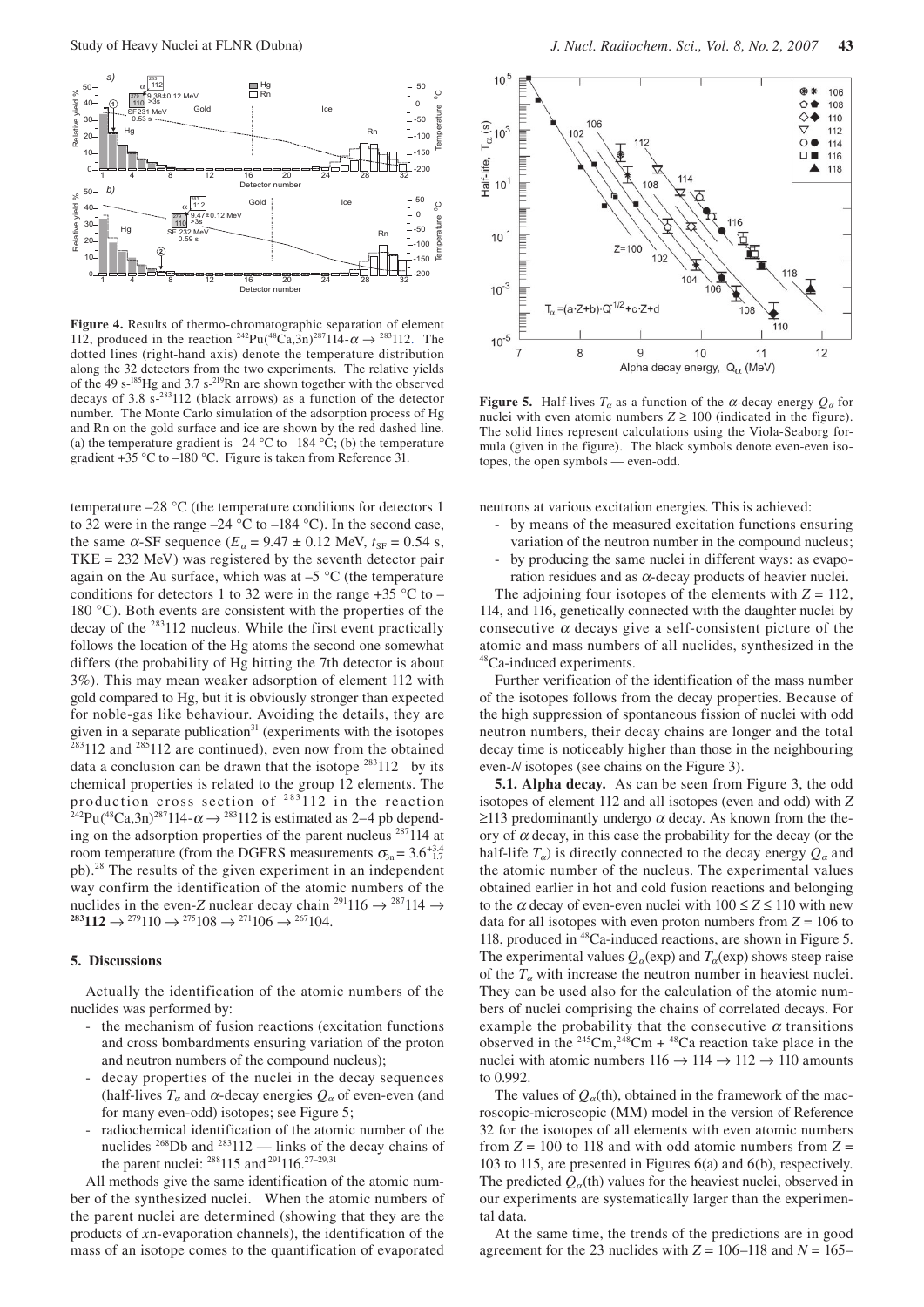a)

283 112 α 9.38±0.12 MeV >3s 279 110 SF 231 MeV 0.53 s

Hg Rn Gold Ice

Relative yield % Temperature °C Detector number

b)

283 112 α 9.47±0.12 MeV >3s 279 110 SF 232 MeV 0.59 s

Hg Rn Gold Ice

Relative yield % Temperature °C Detector number

**Figure 4.** Results of thermo-chromatographic separation of element 112, produced in the reaction $^{242}$Pu($^{48}$Ca,3n)$^{287}$114-$\alpha \rightarrow$ $^{283}$112. The dotted lines (right-hand axis) denote the temperature distribution along the 32 detectors from the two experiments. The relative yields of the 49 s-$^{185}$Hg and 3.7 s-$^{219}$Rn are shown together with the observed decays of 3.8 s-$^{283}$112 (black arrows) as a function of the detector number. The Monte Carlo simulation of the adsorption process of Hg and Rn on the gold surface and ice are shown by the red dashed line. (a) the temperature gradient is –24 °C to –184 °C; (b) the temperature gradient +35 °C to –180 °C. Figure is taken from Reference 31.

temperature –28 °C (the temperature conditions for detectors 1 to 32 were in the range –24 °C to –184 °C). In the second case, the same $\alpha$-SF sequence ($E_\alpha$ = 9.47 ± 0.12 MeV, $t_{SF}$ = 0.54 s, TKE = 232 MeV) was registered by the seventh detector pair again on the Au surface, which was at –5 °C (the temperature conditions for detectors 1 to 32 were in the range +35 °C to –180 °C). Both events are consistent with the properties of the decay of the $^{283}$112 nucleus. While the first event practically follows the location of the Hg atoms the second one somewhat differs (the probability of Hg hitting the 7th detector is about 3%). This may mean weaker adsorption of element 112 with gold compared to Hg, but it is obviously stronger than expected for noble-gas like behaviour. Avoiding the details, they are given in a separate publication[31] (experiments with the isotopes $^{283}$112 and $^{285}$112 are continued), even now from the obtained data a conclusion can be drawn that the isotope $^{283}$112 by its chemical properties is related to the group 12 elements. The production cross section of $^{283}$112 in the reaction $^{242}$Pu($^{48}$Ca,3n)$^{287}$114-$\alpha \rightarrow$ $^{283}$112 is estimated as 2–4 pb depending on the adsorption properties of the parent nucleus $^{287}$114 at room temperature (from the DGFRS measurements $\sigma_{3n} = 3.6^{+3.4}_{-1.7}$ pb).[28] The results of the given experiment in an independent way confirm the identification of the atomic numbers of the nuclides in the even-$Z$ nuclear decay chain $^{291}$116 $\rightarrow$ $^{287}$114 $\rightarrow$ **$^{283}$112** $\rightarrow$ $^{279}$110 $\rightarrow$ $^{275}$108 $\rightarrow$ $^{271}$106 $\rightarrow$ $^{267}$104.

## 5. Discussions

Actually the identification of the atomic numbers of the nuclides was performed by:

- the mechanism of fusion reactions (excitation functions and cross bombardments ensuring variation of the proton and neutron numbers of the compound nucleus);
- decay properties of the nuclei in the decay sequences (half-lives $T_\alpha$ and $\alpha$-decay energies $Q_\alpha$ of even-even (and for many even-odd) isotopes; see Figure 5;
- radiochemical identification of the atomic number of the nuclides $^{268}$Db and $^{283}$112 — links of the decay chains of the parent nuclei: $^{288}$115 and $^{291}$116.[27–29,31]

All methods give the same identification of the atomic number of the synthesized nuclei. When the atomic numbers of the parent nuclei are determined (showing that they are the products of $x$n-evaporation channels), the identification of the mass of an isotope comes to the quantification of evaporated neutrons at various excitation energies. This is achieved:

- by means of the measured excitation functions ensuring variation of the neutron number in the compound nucleus;
- by producing the same nuclei in different ways: as evaporation residues and as $\alpha$-decay products of heavier nuclei.

The adjoining four isotopes of the elements with $Z$ = 112, 114, and 116, genetically connected with the daughter nuclei by consecutive $\alpha$ decays give a self-consistent picture of the atomic and mass numbers of all nuclides, synthesized in the $^{48}$Ca-induced experiments.

Further verification of the identification of the mass number of the isotopes follows from the decay properties. Because of the high suppression of spontaneous fission of nuclei with odd neutron numbers, their decay chains are longer and the total decay time is noticeably higher than those in the neighbouring even-$N$ isotopes (see chains on the Figure 3).

Half-life, $T_\alpha$ (s)

Alpha decay energy, $Q_\alpha$ (MeV)

106 108 110 112 114 116 118

Z=100 102 104 106 108 110

$T_\alpha = (a{\cdot}Z+b){\cdot}Q^{-1/2}+c{\cdot}Z+d$

**Figure 5.** Half-lives $T_\alpha$ as a function of the $\alpha$-decay energy $Q_\alpha$ for nuclei with even atomic numbers $Z \geq 100$ (indicated in the figure). The solid lines represent calculations using the Viola-Seaborg formula (given in the figure). The black symbols denote even-even isotopes, the open symbols — even-odd.

**5.1. Alpha decay.** As can be seen from Figure 3, the odd isotopes of element 112 and all isotopes (even and odd) with $Z$ ≥113 predominantly undergo $\alpha$ decay. As known from the theory of $\alpha$ decay, in this case the probability for the decay (or the half-life $T_\alpha$) is directly connected to the decay energy $Q_\alpha$ and the atomic number of the nucleus. The experimental values obtained earlier in hot and cold fusion reactions and belonging to the $\alpha$ decay of even-even nuclei with $100 \leq Z \leq 110$ with new data for all isotopes with even proton numbers from $Z$ = 106 to 118, produced in $^{48}$Ca-induced reactions, are shown in Figure 5. The experimental values $Q_\alpha$(exp) and $T_\alpha$(exp) shows steep raise of the $T_\alpha$ with increase the neutron number in heaviest nuclei. They can be used also for the calculation of the atomic numbers of nuclei comprising the chains of correlated decays. For example the probability that the consecutive $\alpha$ transitions observed in the $^{245}$Cm,$^{248}$Cm + $^{48}$Ca reaction take place in the nuclei with atomic numbers 116 $\rightarrow$ 114 $\rightarrow$ 112 $\rightarrow$ 110 amounts to 0.992.

The values of $Q_\alpha$(th), obtained in the framework of the macroscopic-microscopic (MM) model in the version of Reference 32 for the isotopes of all elements with even atomic numbers from $Z$ = 100 to 118 and with odd atomic numbers from $Z$ = 103 to 115, are presented in Figures 6(a) and 6(b), respectively. The predicted $Q_\alpha$(th) values for the heaviest nuclei, observed in our experiments are systematically larger than the experimental data.

At the same time, the trends of the predictions are in good agreement for the 23 nuclides with $Z$ = 106–118 and $N$ = 165–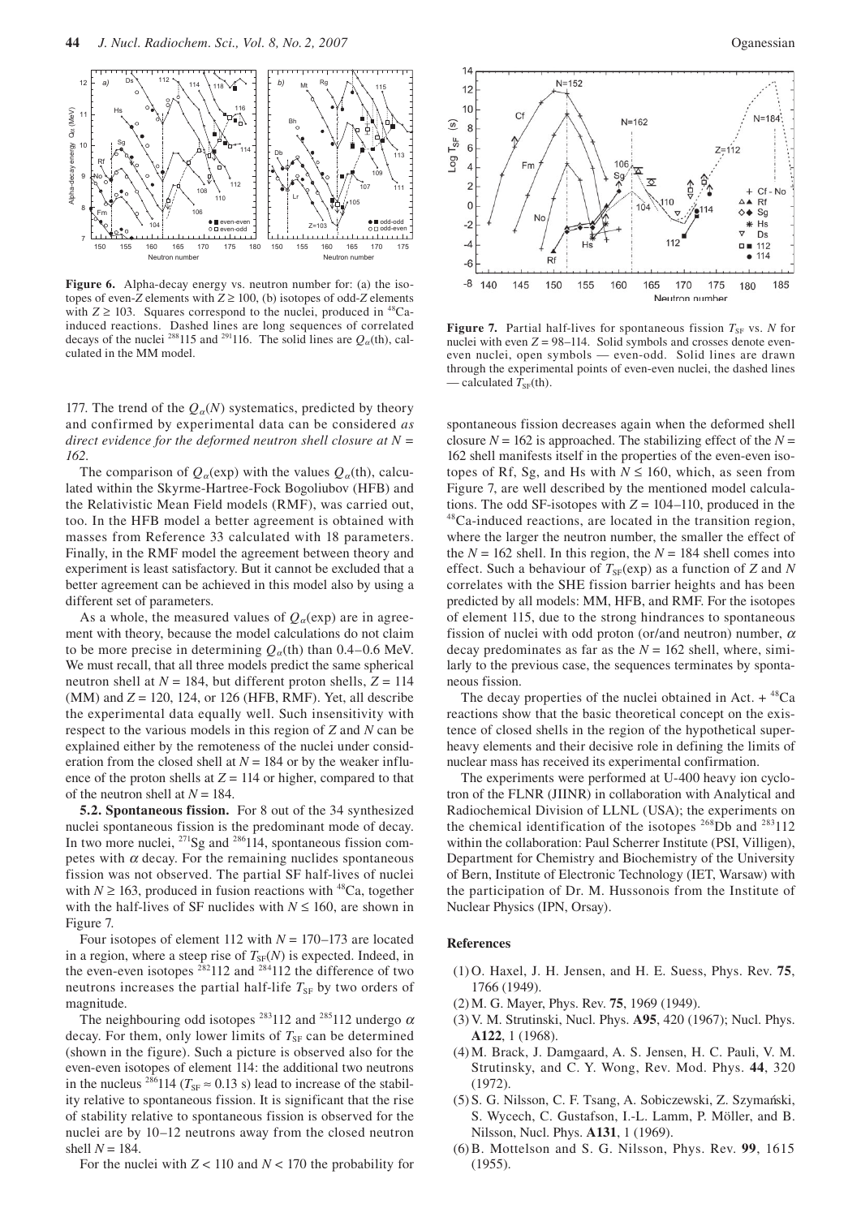a) Ds 112 114 118 b) Mt Rg 115

Alpha-decay energy $Q_\alpha$ (MeV)

12 11 10 9 8 7

Hs Sg Rf No Fm 104 106 108 110 112 114 116

● ■ even-even ○ □ even-odd

Bh Db Lr Z=103 105 107 109 111 113

● ■ odd-odd ○ □ odd-even

150 155 160 165 170 175 180 150 155 160 165 170 175

Neutron number Neutron number

**Figure 6.** Alpha-decay energy vs. neutron number for: (a) the isotopes of even-$Z$ elements with $Z \geq 100$, (b) isotopes of odd-$Z$ elements with $Z \geq 103$. Squares correspond to the nuclei, produced in $^{48}$Ca-induced reactions. Dashed lines are long sequences of correlated decays of the nuclei $^{288}$115 and $^{291}$116. The solid lines are $Q_\alpha$(th), calculated in the MM model.

Log $T_{SF}$ (s)

14 12 10 8 6 4 2 0 -2 -4 -6 -8

N=152 N=162 N=184 Z=112

Cf Fm No Rf Hs 106 Sg 104 110 112 114

+ Cf - No △▲ Rf ◇◆ Sg ✱ Hs ▽ Ds □■ 112 ● 114

140 145 150 155 160 165 170 175 180 185

Neutron number

**Figure 7.** Partial half-lives for spontaneous fission $T_{SF}$ vs. $N$ for nuclei with even $Z = 98$–114. Solid symbols and crosses denote even-even nuclei, open symbols — even-odd. Solid lines are drawn through the experimental points of even-even nuclei, the dashed lines — calculated $T_{SF}$(th).

177. The trend of the $Q_\alpha(N)$ systematics, predicted by theory and confirmed by experimental data can be considered *as direct evidence for the deformed neutron shell closure at $N$ = 162.*

The comparison of $Q_\alpha$(exp) with the values $Q_\alpha$(th), calculated within the Skyrme-Hartree-Fock Bogoliubov (HFB) and the Relativistic Mean Field models (RMF), was carried out, too. In the HFB model a better agreement is obtained with masses from Reference 33 calculated with 18 parameters. Finally, in the RMF model the agreement between theory and experiment is least satisfactory. But it cannot be excluded that a better agreement can be achieved in this model also by using a different set of parameters.

As a whole, the measured values of $Q_\alpha$(exp) are in agreement with theory, because the model calculations do not claim to be more precise in determining $Q_\alpha$(th) than 0.4–0.6 MeV. We must recall, that all three models predict the same spherical neutron shell at $N$ = 184, but different proton shells, $Z$ = 114 (MM) and $Z$ = 120, 124, or 126 (HFB, RMF). Yet, all describe the experimental data equally well. Such insensitivity with respect to the various models in this region of $Z$ and $N$ can be explained either by the remoteness of the nuclei under consideration from the closed shell at $N$ = 184 or by the weaker influence of the proton shells at $Z$ = 114 or higher, compared to that of the neutron shell at $N$ = 184.

**5.2. Spontaneous fission.** For 8 out of the 34 synthesized nuclei spontaneous fission is the predominant mode of decay. In two more nuclei, $^{271}$Sg and $^{286}$114, spontaneous fission competes with $\alpha$ decay. For the remaining nuclides spontaneous fission was not observed. The partial SF half-lives of nuclei with $N \geq 163$, produced in fusion reactions with $^{48}$Ca, together with the half-lives of SF nuclides with $N \leq 160$, are shown in Figure 7.

Four isotopes of element 112 with $N$ = 170–173 are located in a region, where a steep rise of $T_{SF}(N)$ is expected. Indeed, in the even-even isotopes $^{282}$112 and $^{284}$112 the difference of two neutrons increases the partial half-life $T_{SF}$ by two orders of magnitude.

The neighbouring odd isotopes $^{283}$112 and $^{285}$112 undergo $\alpha$ decay. For them, only lower limits of $T_{SF}$ can be determined (shown in the figure). Such a picture is observed also for the even-even isotopes of element 114: the additional two neutrons in the nucleus $^{286}$114 ($T_{SF} \approx 0.13$ s) lead to increase of the stability relative to spontaneous fission. It is significant that the rise of stability relative to spontaneous fission is observed for the nuclei are by 10–12 neutrons away from the closed neutron shell $N$ = 184.

For the nuclei with $Z$ < 110 and $N$ < 170 the probability for spontaneous fission decreases again when the deformed shell closure $N$ = 162 is approached. The stabilizing effect of the $N$ = 162 shell manifests itself in the properties of the even-even isotopes of Rf, Sg, and Hs with $N \leq 160$, which, as seen from Figure 7, are well described by the mentioned model calculations. The odd SF-isotopes with $Z$ = 104–110, produced in the $^{48}$Ca-induced reactions, are located in the transition region, where the larger the neutron number, the smaller the effect of the $N$ = 162 shell. In this region, the $N$ = 184 shell comes into effect. Such a behaviour of $T_{SF}$(exp) as a function of $Z$ and $N$ correlates with the SHE fission barrier heights and has been predicted by all models: MM, HFB, and RMF. For the isotopes of element 115, due to the strong hindrances to spontaneous fission of nuclei with odd proton (or/and neutron) number, $\alpha$ decay predominates as far as the $N$ = 162 shell, where, similarly to the previous case, the sequences terminates by spontaneous fission.

The decay properties of the nuclei obtained in Act. + $^{48}$Ca reactions show that the basic theoretical concept on the existence of closed shells in the region of the hypothetical superheavy elements and their decisive role in defining the limits of nuclear mass has received its experimental confirmation.

The experiments were performed at U-400 heavy ion cyclotron of the FLNR (JIINR) in collaboration with Analytical and Radiochemical Division of LLNL (USA); the experiments on the chemical identification of the isotopes $^{268}$Db and $^{283}$112 within the collaboration: Paul Scherrer Institute (PSI, Villigen), Department for Chemistry and Biochemistry of the University of Bern, Institute of Electronic Technology (IET, Warsaw) with the participation of Dr. M. Hussonois from the Institute of Nuclear Physics (IPN, Orsay).

## References

(1) O. Haxel, J. H. Jensen, and H. E. Suess, Phys. Rev. **75**, 1766 (1949).

(2) M. G. Mayer, Phys. Rev. **75**, 1969 (1949).

(3) V. M. Strutinski, Nucl. Phys. **A95**, 420 (1967); Nucl. Phys. **A122**, 1 (1968).

(4) M. Brack, J. Damgaard, A. S. Jensen, H. C. Pauli, V. M. Strutinsky, and C. Y. Wong, Rev. Mod. Phys. **44**, 320 (1972).

(5) S. G. Nilsson, C. F. Tsang, A. Sobiczewski, Z. Szymański, S. Wycech, C. Gustafson, I.-L. Lamm, P. Möller, and B. Nilsson, Nucl. Phys. **A131**, 1 (1969).

(6) B. Mottelson and S. G. Nilsson, Phys. Rev. **99**, 1615 (1955).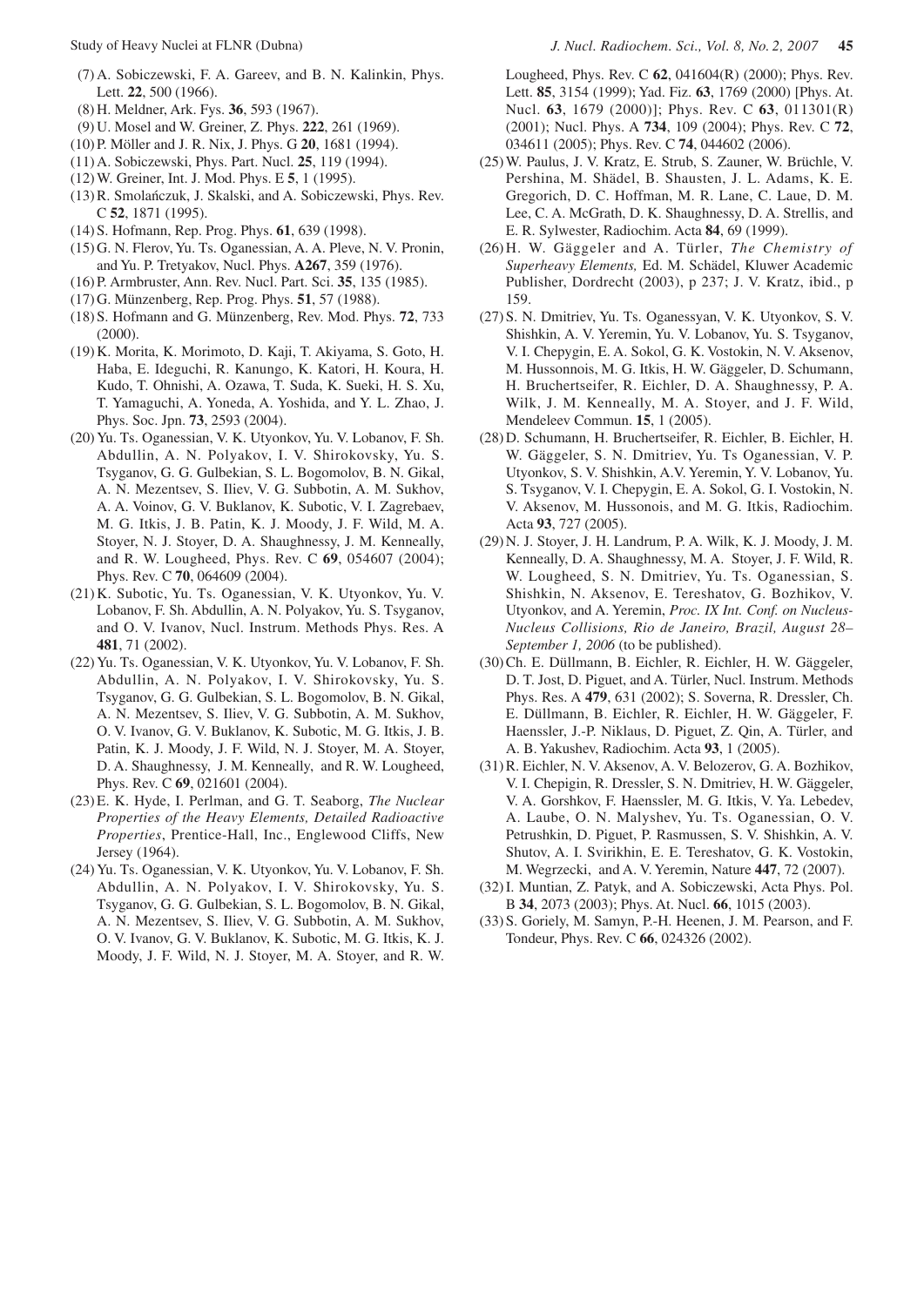(7) A. Sobiczewski, F. A. Gareev, and B. N. Kalinkin, Phys. Lett. **22**, 500 (1966).

(8) H. Meldner, Ark. Fys. **36**, 593 (1967).

(9) U. Mosel and W. Greiner, Z. Phys. **222**, 261 (1969).

(10) P. Möller and J. R. Nix, J. Phys. G **20**, 1681 (1994).

(11) A. Sobiczewski, Phys. Part. Nucl. **25**, 119 (1994).

(12) W. Greiner, Int. J. Mod. Phys. E **5**, 1 (1995).

(13) R. Smolańczuk, J. Skalski, and A. Sobiczewski, Phys. Rev. C **52**, 1871 (1995).

(14) S. Hofmann, Rep. Prog. Phys. **61**, 639 (1998).

(15) G. N. Flerov, Yu. Ts. Oganessian, A. A. Pleve, N. V. Pronin, and Yu. P. Tretyakov, Nucl. Phys. **A267**, 359 (1976).

(16) P. Armbruster, Ann. Rev. Nucl. Part. Sci. **35**, 135 (1985).

(17) G. Münzenberg, Rep. Prog. Phys. **51**, 57 (1988).

(18) S. Hofmann and G. Münzenberg, Rev. Mod. Phys. **72**, 733 (2000).

(19) K. Morita, K. Morimoto, D. Kaji, T. Akiyama, S. Goto, H. Haba, E. Ideguchi, R. Kanungo, K. Katori, H. Koura, H. Kudo, T. Ohnishi, A. Ozawa, T. Suda, K. Sueki, H. S. Xu, T. Yamaguchi, A. Yoneda, A. Yoshida, and Y. L. Zhao, J. Phys. Soc. Jpn. **73**, 2593 (2004).

(20) Yu. Ts. Oganessian, V. K. Utyonkov, Yu. V. Lobanov, F. Sh. Abdullin, A. N. Polyakov, I. V. Shirokovsky, Yu. S. Tsyganov, G. G. Gulbekian, S. L. Bogomolov, B. N. Gikal, A. N. Mezentsev, S. Iliev, V. G. Subbotin, A. M. Sukhov, A. A. Voinov, G. V. Buklanov, K. Subotic, V. I. Zagrebaev, M. G. Itkis, J. B. Patin, K. J. Moody, J. F. Wild, M. A. Stoyer, N. J. Stoyer, D. A. Shaughnessy, J. M. Kenneally, and R. W. Lougheed, Phys. Rev. C **69**, 054607 (2004); Phys. Rev. C **70**, 064609 (2004).

(21) K. Subotic, Yu. Ts. Oganessian, V. K. Utyonkov, Yu. V. Lobanov, F. Sh. Abdullin, A. N. Polyakov, Yu. S. Tsyganov, and O. V. Ivanov, Nucl. Instrum. Methods Phys. Res. A **481**, 71 (2002).

(22) Yu. Ts. Oganessian, V. K. Utyonkov, Yu. V. Lobanov, F. Sh. Abdullin, A. N. Polyakov, I. V. Shirokovsky, Yu. S. Tsyganov, G. G. Gulbekian, S. L. Bogomolov, B. N. Gikal, A. N. Mezentsev, S. Iliev, V. G. Subbotin, A. M. Sukhov, O. V. Ivanov, G. V. Buklanov, K. Subotic, M. G. Itkis, J. B. Patin, K. J. Moody, J. F. Wild, N. J. Stoyer, M. A. Stoyer, D. A. Shaughnessy, J. M. Kenneally, and R. W. Lougheed, Phys. Rev. C **69**, 021601 (2004).

(23) E. K. Hyde, I. Perlman, and G. T. Seaborg, *The Nuclear Properties of the Heavy Elements, Detailed Radioactive Properties*, Prentice-Hall, Inc., Englewood Cliffs, New Jersey (1964).

(24) Yu. Ts. Oganessian, V. K. Utyonkov, Yu. V. Lobanov, F. Sh. Abdullin, A. N. Polyakov, I. V. Shirokovsky, Yu. S. Tsyganov, G. G. Gulbekian, S. L. Bogomolov, B. N. Gikal, A. N. Mezentsev, S. Iliev, V. G. Subbotin, A. M. Sukhov, O. V. Ivanov, G. V. Buklanov, K. Subotic, M. G. Itkis, K. J. Moody, J. F. Wild, N. J. Stoyer, M. A. Stoyer, and R. W. Lougheed, Phys. Rev. C **62**, 041604(R) (2000); Phys. Rev. Lett. **85**, 3154 (1999); Yad. Fiz. **63**, 1769 (2000) [Phys. At. Nucl. **63**, 1679 (2000)]; Phys. Rev. C **63**, 011301(R) (2001); Nucl. Phys. A **734**, 109 (2004); Phys. Rev. C **72**, 034611 (2005); Phys. Rev. C **74**, 044602 (2006).

(25) W. Paulus, J. V. Kratz, E. Strub, S. Zauner, W. Brüchle, V. Pershina, M. Shädel, B. Shausten, J. L. Adams, K. E. Gregorich, D. C. Hoffman, M. R. Lane, C. Laue, D. M. Lee, C. A. McGrath, D. K. Shaughnessy, D. A. Strellis, and E. R. Sylwester, Radiochim. Acta **84**, 69 (1999).

(26) H. W. Gäggeler and A. Türler, *The Chemistry of Superheavy Elements,* Ed. M. Schädel, Kluwer Academic Publisher, Dordrecht (2003), p 237; J. V. Kratz, ibid., p 159.

(27) S. N. Dmitriev, Yu. Ts. Oganessyan, V. K. Utyonkov, S. V. Shishkin, A. V. Yeremin, Yu. V. Lobanov, Yu. S. Tsyganov, V. I. Chepygin, E. A. Sokol, G. K. Vostokin, N. V. Aksenov, M. Hussonnois, M. G. Itkis, H. W. Gäggeler, D. Schumann, H. Bruchertseifer, R. Eichler, D. A. Shaughnessy, P. A. Wilk, J. M. Kenneally, M. A. Stoyer, and J. F. Wild, Mendeleev Commun. **15**, 1 (2005).

(28) D. Schumann, H. Bruchertseifer, R. Eichler, B. Eichler, H. W. Gäggeler, S. N. Dmitriev, Yu. Ts Oganessian, V. P. Utyonkov, S. V. Shishkin, A.V. Yeremin, Y. V. Lobanov, Yu. S. Tsyganov, V. I. Chepygin, E. A. Sokol, G. I. Vostokin, N. V. Aksenov, M. Hussonois, and M. G. Itkis, Radiochim. Acta **93**, 727 (2005).

(29) N. J. Stoyer, J. H. Landrum, P. A. Wilk, K. J. Moody, J. M. Kenneally, D. A. Shaughnessy, M. A. Stoyer, J. F. Wild, R. W. Lougheed, S. N. Dmitriev, Yu. Ts. Oganessian, S. Shishkin, N. Aksenov, E. Tereshatov, G. Bozhikov, V. Utyonkov, and A. Yeremin, *Proc. IX Int. Conf. on Nucleus-Nucleus Collisions, Rio de Janeiro, Brazil, August 28–September 1, 2006* (to be published).

(30) Ch. E. Düllmann, B. Eichler, R. Eichler, H. W. Gäggeler, D. T. Jost, D. Piguet, and A. Türler, Nucl. Instrum. Methods Phys. Res. A **479**, 631 (2002); S. Soverna, R. Dressler, Ch. E. Düllmann, B. Eichler, R. Eichler, H. W. Gäggeler, F. Haenssler, J.-P. Niklaus, D. Piguet, Z. Qin, A. Türler, and A. B. Yakushev, Radiochim. Acta **93**, 1 (2005).

(31) R. Eichler, N. V. Aksenov, A. V. Belozerov, G. A. Bozhikov, V. I. Chepigin, R. Dressler, S. N. Dmitriev, H. W. Gäggeler, V. A. Gorshkov, F. Haenssler, M. G. Itkis, V. Ya. Lebedev, A. Laube, O. N. Malyshev, Yu. Ts. Oganessian, O. V. Petrushkin, D. Piguet, P. Rasmussen, S. V. Shishkin, A. V. Shutov, A. I. Svirikhin, E. E. Tereshatov, G. K. Vostokin, M. Wegrzecki, and A. V. Yeremin, Nature **447**, 72 (2007).

(32) I. Muntian, Z. Patyk, and A. Sobiczewski, Acta Phys. Pol. B **34**, 2073 (2003); Phys. At. Nucl. **66**, 1015 (2003).

(33) S. Goriely, M. Samyn, P.-H. Heenen, J. M. Pearson, and F. Tondeur, Phys. Rev. C **66**, 024326 (2002).